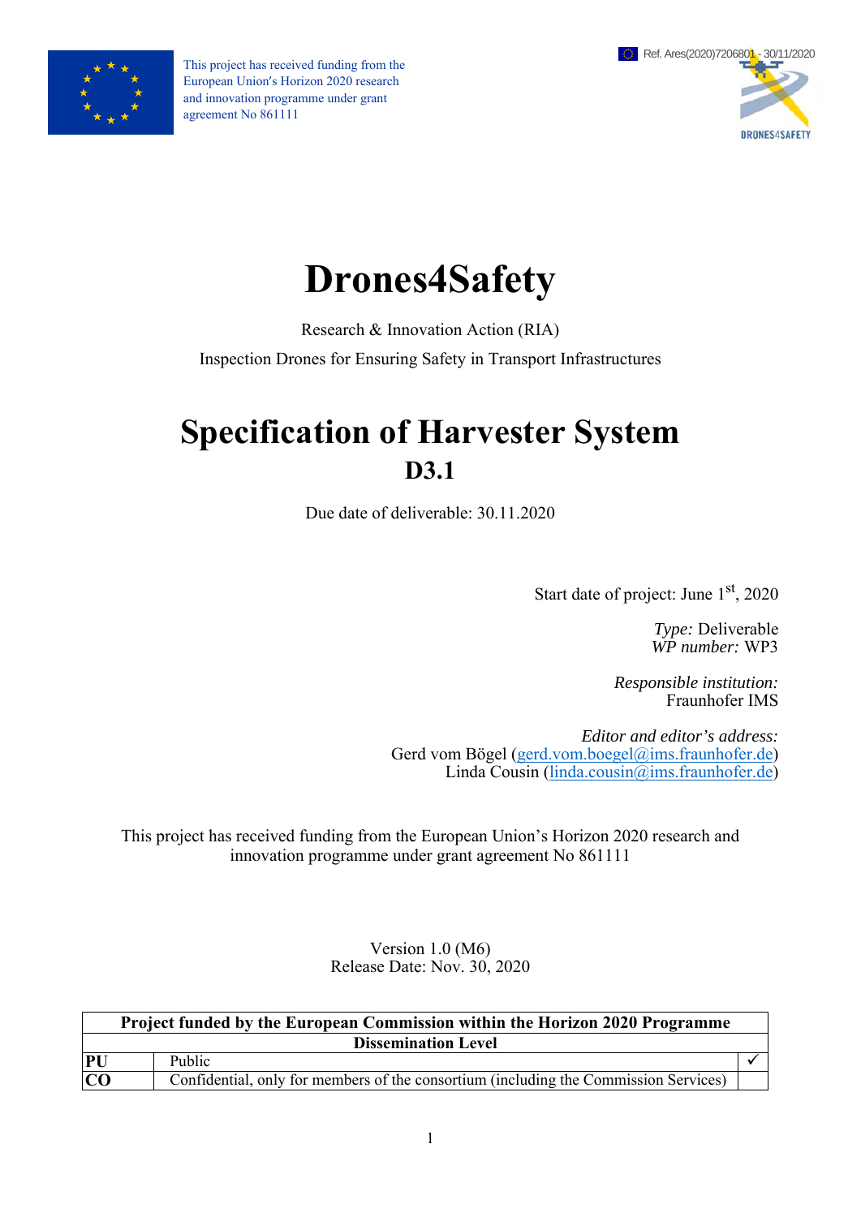This project has received funding from the European Union's Horizon 2020 research and innovation programme under grant agreement No 861111

Ref. Ares(2020)7206801 - 30/11/2020

# Drones4Safety

Research & Innovation Action (RIA)

Inspection Drones for Ensuring Safety in Transport Infrastructures

# Specification of Harvester System

## D3.1

Due date of deliverable: 30.11.2020

Start date of project: June 1st, 2020

*Type:* Deliverable
*WP number:* WP3

*Responsible institution:*
Fraunhofer IMS

*Editor and editor's address:*
Gerd vom Bögel (gerd.vom.boegel@ims.fraunhofer.de)
Linda Cousin (linda.cousin@ims.fraunhofer.de)

This project has received funding from the European Union's Horizon 2020 research and innovation programme under grant agreement No 861111

Version 1.0 (M6)
Release Date: Nov. 30, 2020

| Project funded by the European Commission within the Horizon 2020 Programme | | |
|---|---|---|
| **Dissemination Level** | | |
| **PU** | Public | ✓ |
| **CO** | Confidential, only for members of the consortium (including the Commission Services) | |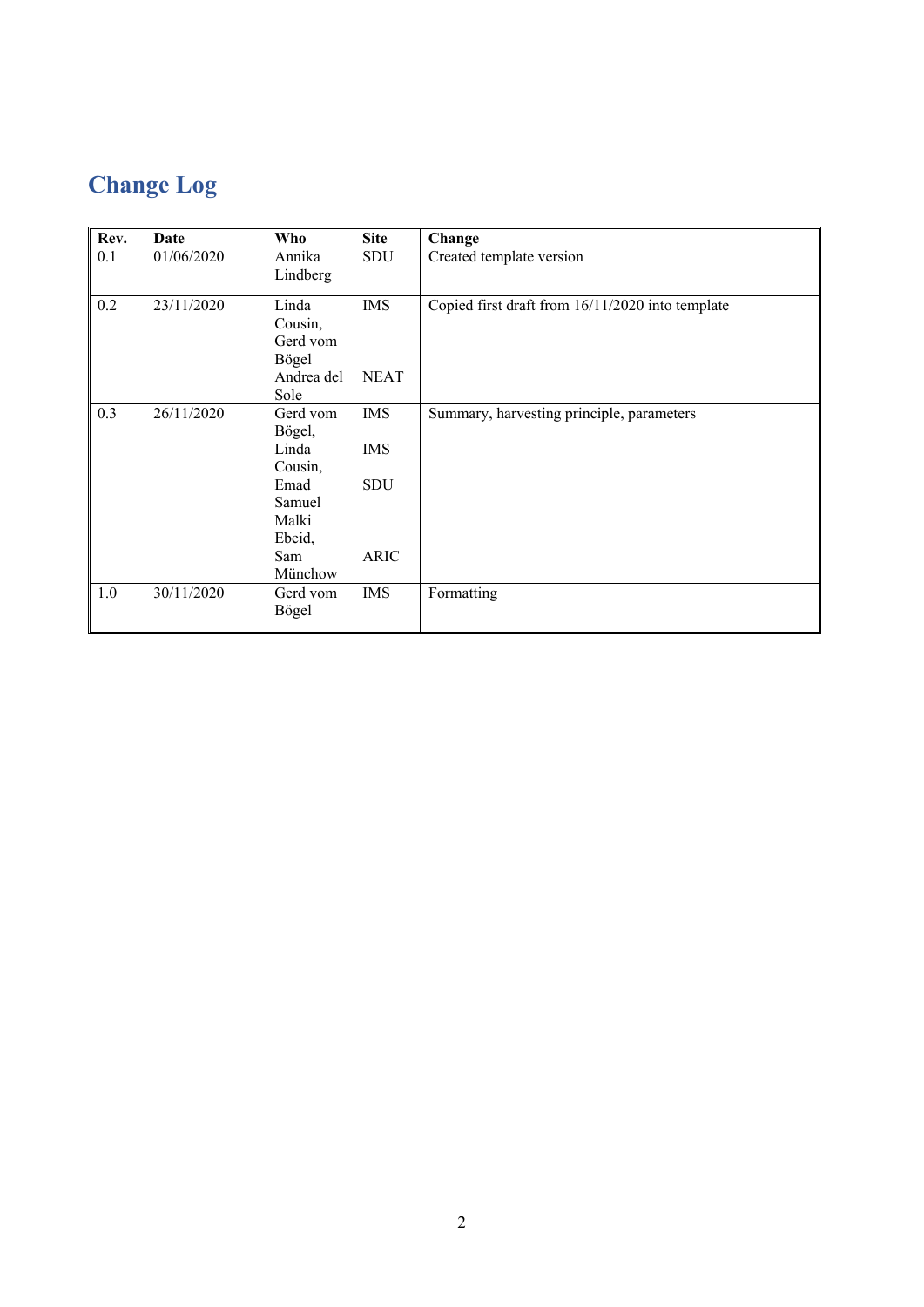# Change Log

| Rev. | Date | Who | Site | Change |
|---|---|---|---|---|
| 0.1 | 01/06/2020 | Annika Lindberg | SDU | Created template version |
| 0.2 | 23/11/2020 | Linda Cousin, Gerd vom Bögel<br>Andrea del Sole | IMS<br>NEAT | Copied first draft from 16/11/2020 into template |
| 0.3 | 26/11/2020 | Gerd vom Bögel,<br>Linda Cousin,<br>Emad Samuel Malki Ebeid,<br>Sam Münchow | IMS<br>IMS<br>SDU<br>ARIC | Summary, harvesting principle, parameters |
| 1.0 | 30/11/2020 | Gerd vom Bögel | IMS | Formatting |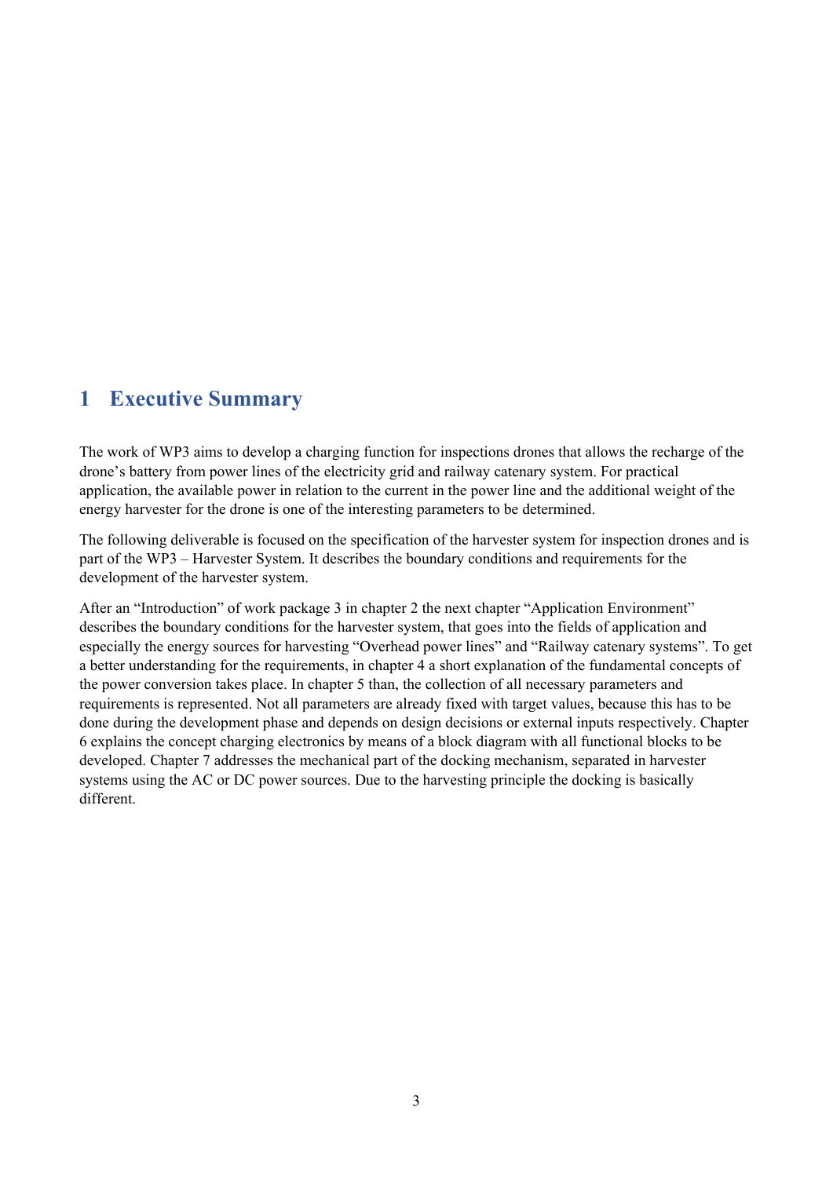# 1 Executive Summary

The work of WP3 aims to develop a charging function for inspections drones that allows the recharge of the drone's battery from power lines of the electricity grid and railway catenary system. For practical application, the available power in relation to the current in the power line and the additional weight of the energy harvester for the drone is one of the interesting parameters to be determined.

The following deliverable is focused on the specification of the harvester system for inspection drones and is part of the WP3 – Harvester System. It describes the boundary conditions and requirements for the development of the harvester system.

After an "Introduction" of work package 3 in chapter 2 the next chapter "Application Environment" describes the boundary conditions for the harvester system, that goes into the fields of application and especially the energy sources for harvesting "Overhead power lines" and "Railway catenary systems". To get a better understanding for the requirements, in chapter 4 a short explanation of the fundamental concepts of the power conversion takes place. In chapter 5 than, the collection of all necessary parameters and requirements is represented. Not all parameters are already fixed with target values, because this has to be done during the development phase and depends on design decisions or external inputs respectively. Chapter 6 explains the concept charging electronics by means of a block diagram with all functional blocks to be developed. Chapter 7 addresses the mechanical part of the docking mechanism, separated in harvester systems using the AC or DC power sources. Due to the harvesting principle the docking is basically different.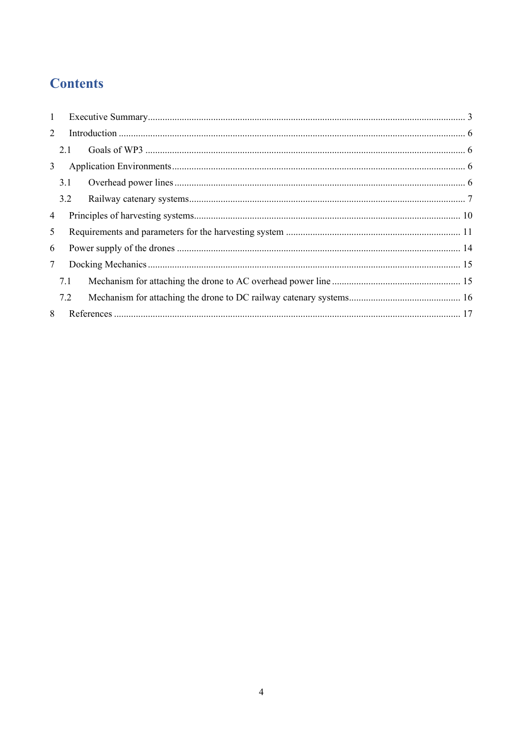# Contents

1 Executive Summary ........................................................................................................................ 3

2 Introduction .................................................................................................................................. 6

 2.1 Goals of WP3 ........................................................................................................................... 6

3 Application Environments ............................................................................................................ 6

 3.1 Overhead power lines ............................................................................................................... 6

 3.2 Railway catenary systems ......................................................................................................... 7

4 Principles of harvesting systems ................................................................................................. 10

5 Requirements and parameters for the harvesting system .......................................................... 11

6 Power supply of the drones ........................................................................................................ 14

7 Docking Mechanics ..................................................................................................................... 15

 7.1 Mechanism for attaching the drone to AC overhead power line .......................................... 15

 7.2 Mechanism for attaching the drone to DC railway catenary systems .................................... 16

8 References ................................................................................................................................... 17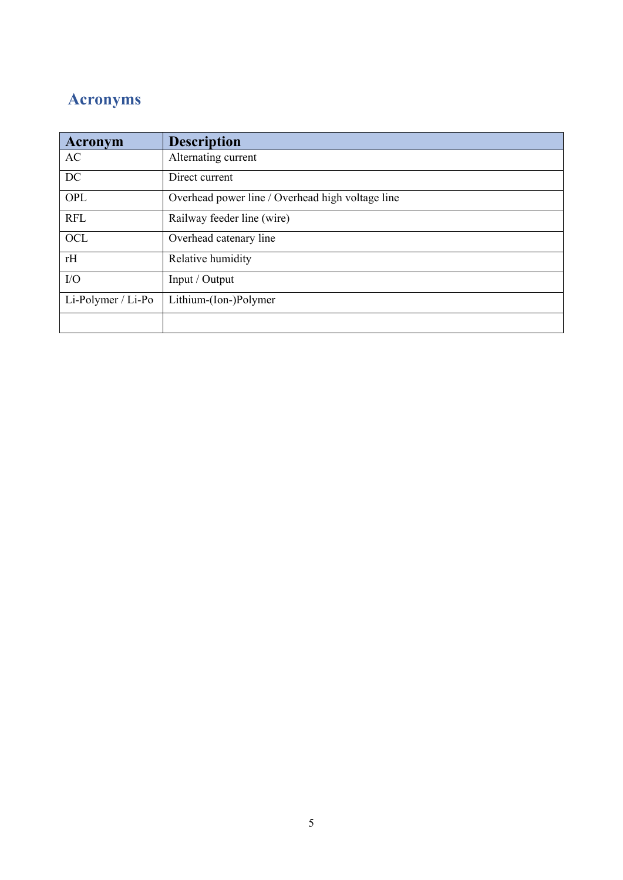# Acronyms

| Acronym | Description |
|---|---|
| AC | Alternating current |
| DC | Direct current |
| OPL | Overhead power line / Overhead high voltage line |
| RFL | Railway feeder line (wire) |
| OCL | Overhead catenary line |
| rH | Relative humidity |
| I/O | Input / Output |
| Li-Polymer / Li-Po | Lithium-(Ion-)Polymer |
| | |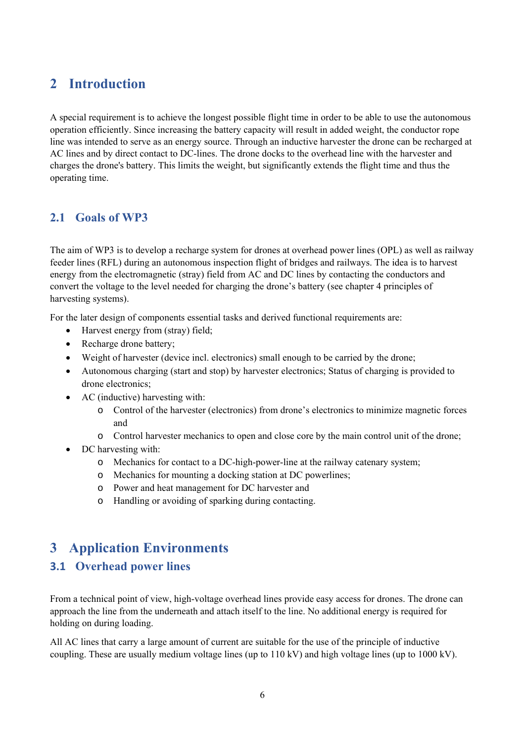# 2 Introduction

A special requirement is to achieve the longest possible flight time in order to be able to use the autonomous operation efficiently. Since increasing the battery capacity will result in added weight, the conductor rope line was intended to serve as an energy source. Through an inductive harvester the drone can be recharged at AC lines and by direct contact to DC-lines. The drone docks to the overhead line with the harvester and charges the drone's battery. This limits the weight, but significantly extends the flight time and thus the operating time.

## 2.1 Goals of WP3

The aim of WP3 is to develop a recharge system for drones at overhead power lines (OPL) as well as railway feeder lines (RFL) during an autonomous inspection flight of bridges and railways. The idea is to harvest energy from the electromagnetic (stray) field from AC and DC lines by contacting the conductors and convert the voltage to the level needed for charging the drone's battery (see chapter 4 principles of harvesting systems).

For the later design of components essential tasks and derived functional requirements are:

- Harvest energy from (stray) field;
- Recharge drone battery;
- Weight of harvester (device incl. electronics) small enough to be carried by the drone;
- Autonomous charging (start and stop) by harvester electronics; Status of charging is provided to drone electronics;
- AC (inductive) harvesting with:
  - Control of the harvester (electronics) from drone's electronics to minimize magnetic forces and
  - Control harvester mechanics to open and close core by the main control unit of the drone;
- DC harvesting with:
  - Mechanics for contact to a DC-high-power-line at the railway catenary system;
  - Mechanics for mounting a docking station at DC powerlines;
  - Power and heat management for DC harvester and
  - Handling or avoiding of sparking during contacting.

# 3 Application Environments

## 3.1 Overhead power lines

From a technical point of view, high-voltage overhead lines provide easy access for drones. The drone can approach the line from the underneath and attach itself to the line. No additional energy is required for holding on during loading.

All AC lines that carry a large amount of current are suitable for the use of the principle of inductive coupling. These are usually medium voltage lines (up to 110 kV) and high voltage lines (up to 1000 kV).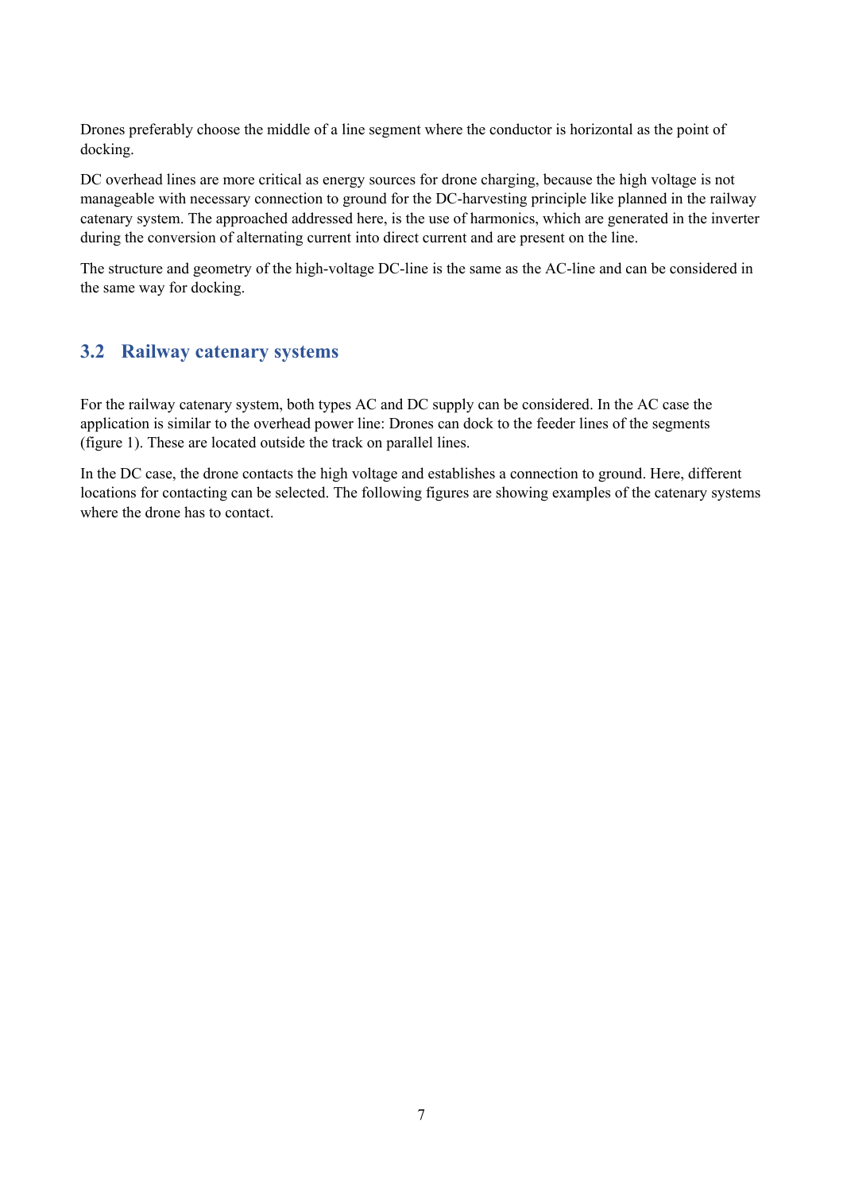Drones preferably choose the middle of a line segment where the conductor is horizontal as the point of docking.

DC overhead lines are more critical as energy sources for drone charging, because the high voltage is not manageable with necessary connection to ground for the DC-harvesting principle like planned in the railway catenary system. The approached addressed here, is the use of harmonics, which are generated in the inverter during the conversion of alternating current into direct current and are present on the line.

The structure and geometry of the high-voltage DC-line is the same as the AC-line and can be considered in the same way for docking.

## 3.2 Railway catenary systems

For the railway catenary system, both types AC and DC supply can be considered. In the AC case the application is similar to the overhead power line: Drones can dock to the feeder lines of the segments (figure 1). These are located outside the track on parallel lines.

In the DC case, the drone contacts the high voltage and establishes a connection to ground. Here, different locations for contacting can be selected. The following figures are showing examples of the catenary systems where the drone has to contact.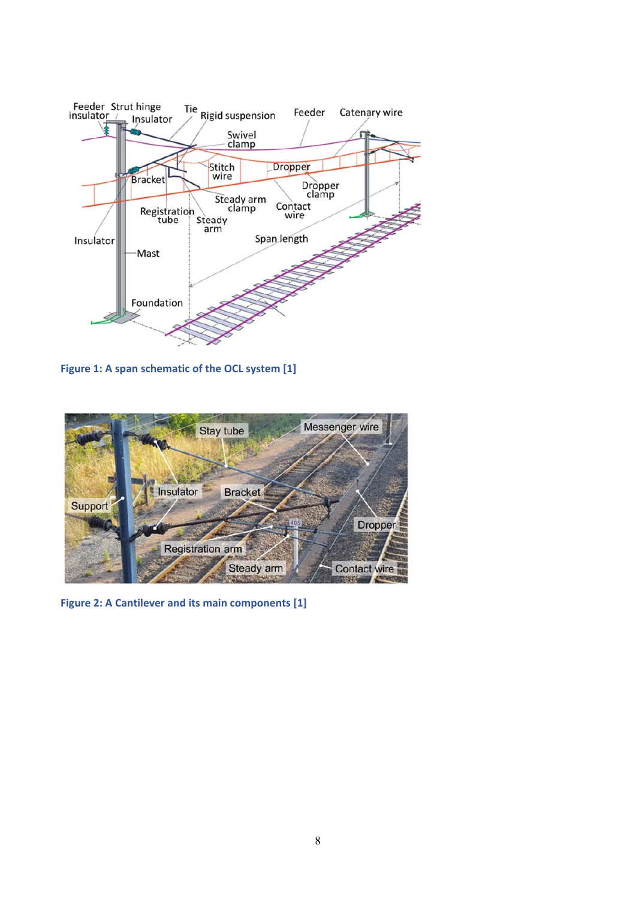**Figure 1: A span schematic of the OCL system [1]**

**Figure 2: A Cantilever and its main components [1]**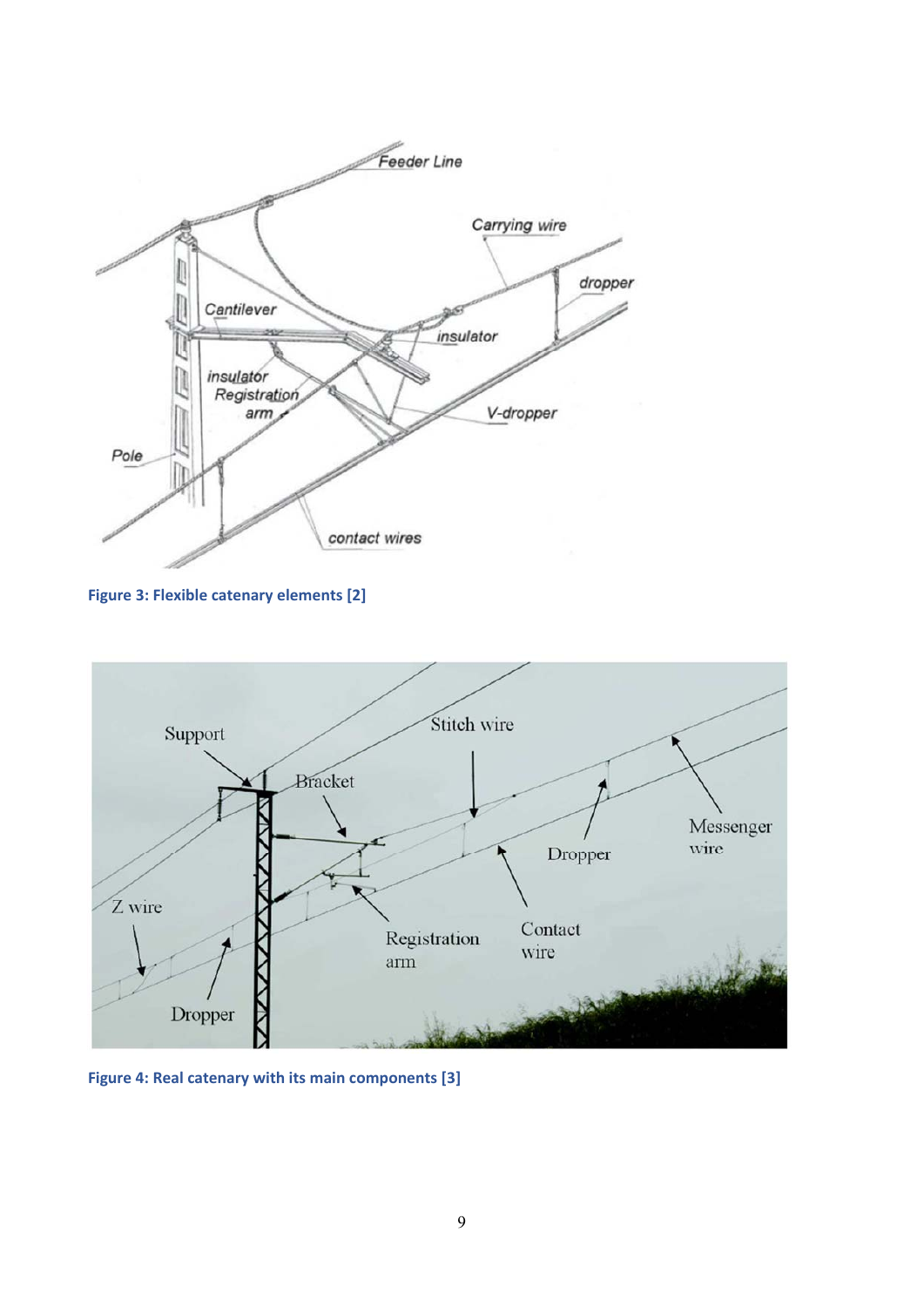**Figure 3: Flexible catenary elements [2]**

**Figure 4: Real catenary with its main components [3]**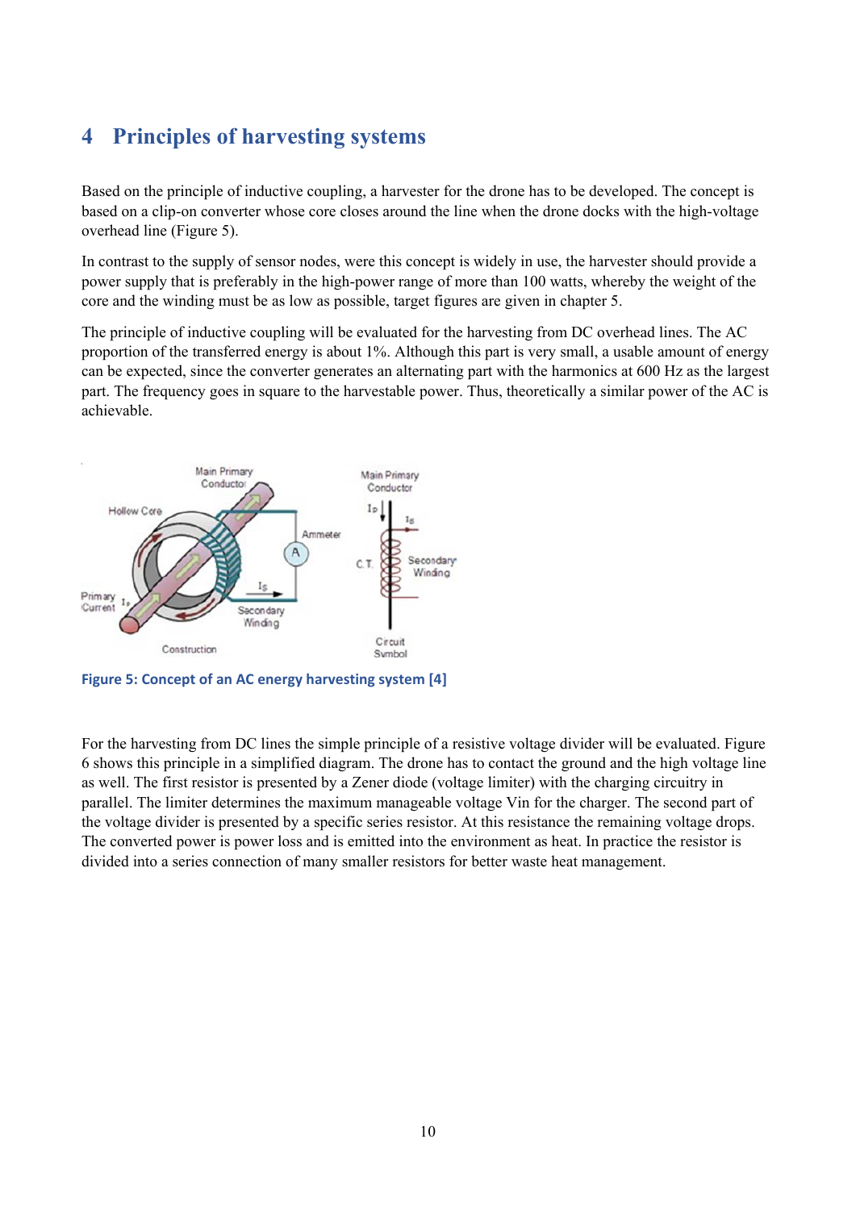# 4 Principles of harvesting systems

Based on the principle of inductive coupling, a harvester for the drone has to be developed. The concept is based on a clip-on converter whose core closes around the line when the drone docks with the high-voltage overhead line (Figure 5).

In contrast to the supply of sensor nodes, were this concept is widely in use, the harvester should provide a power supply that is preferably in the high-power range of more than 100 watts, whereby the weight of the core and the winding must be as low as possible, target figures are given in chapter 5.

The principle of inductive coupling will be evaluated for the harvesting from DC overhead lines. The AC proportion of the transferred energy is about 1%. Although this part is very small, a usable amount of energy can be expected, since the converter generates an alternating part with the harmonics at 600 Hz as the largest part. The frequency goes in square to the harvestable power. Thus, theoretically a similar power of the AC is achievable.

Figure 5: Concept of an AC energy harvesting system [4]

For the harvesting from DC lines the simple principle of a resistive voltage divider will be evaluated. Figure 6 shows this principle in a simplified diagram. The drone has to contact the ground and the high voltage line as well. The first resistor is presented by a Zener diode (voltage limiter) with the charging circuitry in parallel. The limiter determines the maximum manageable voltage Vin for the charger. The second part of the voltage divider is presented by a specific series resistor. At this resistance the remaining voltage drops. The converted power is power loss and is emitted into the environment as heat. In practice the resistor is divided into a series connection of many smaller resistors for better waste heat management.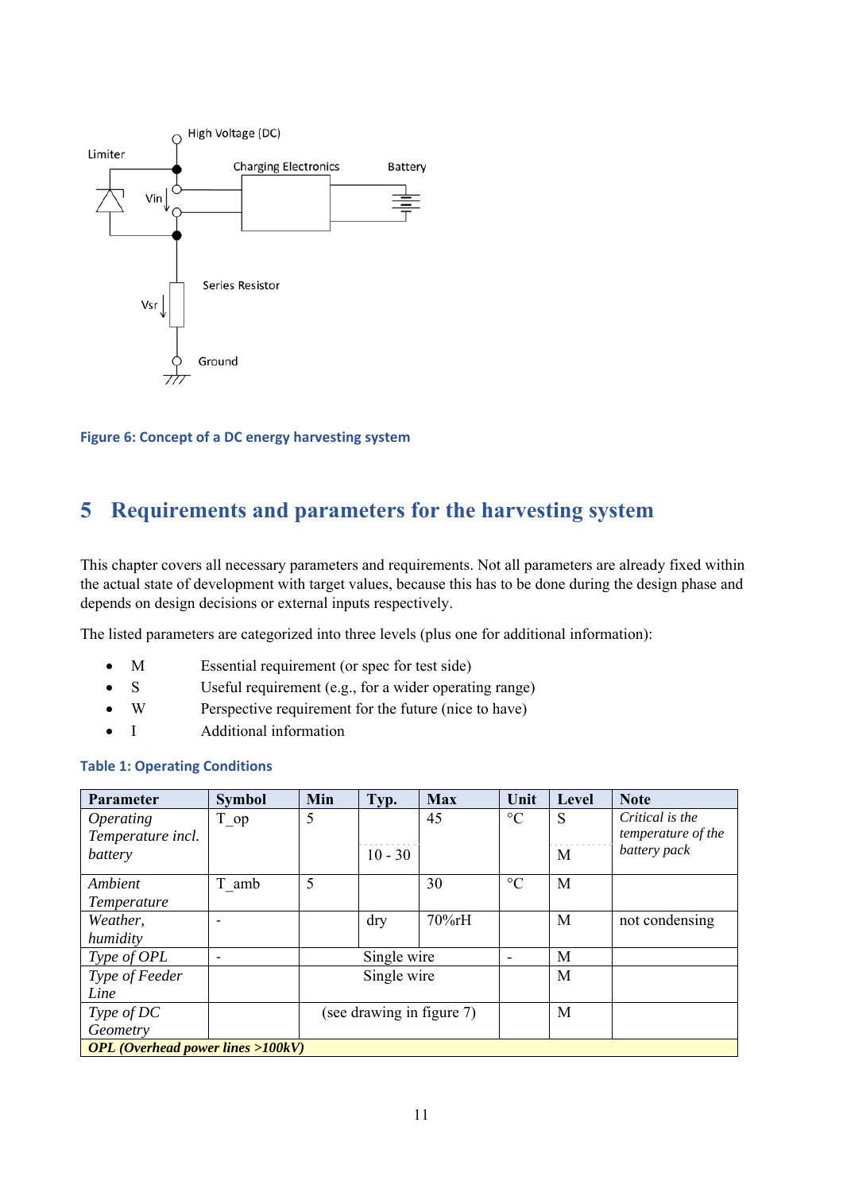Figure 6: Concept of a DC energy harvesting system

# 5 Requirements and parameters for the harvesting system

This chapter covers all necessary parameters and requirements. Not all parameters are already fixed within the actual state of development with target values, because this has to be done during the design phase and depends on design decisions or external inputs respectively.

The listed parameters are categorized into three levels (plus one for additional information):

- M Essential requirement (or spec for test side)
- S Useful requirement (e.g., for a wider operating range)
- W Perspective requirement for the future (nice to have)
- I Additional information

**Table 1: Operating Conditions**

| Parameter | Symbol | Min | Typ. | Max | Unit | Level | Note |
|---|---|---|---|---|---|---|---|
| *Operating Temperature incl. battery* | T_op | 5 | | 45 | °C | S | *Critical is the temperature of the battery pack* |
| | | | 10 - 30 | | | M | |
| *Ambient Temperature* | T_amb | 5 | | 30 | °C | M | |
| *Weather, humidity* | - | | dry | 70%rH | | M | not condensing |
| *Type of OPL* | - | | Single wire | | - | M | |
| *Type of Feeder Line* | | | Single wire | | | M | |
| *Type of DC Geometry* | | | (see drawing in figure 7) | | | M | |
| ***OPL (Overhead power lines >100kV)*** | | | | | | | |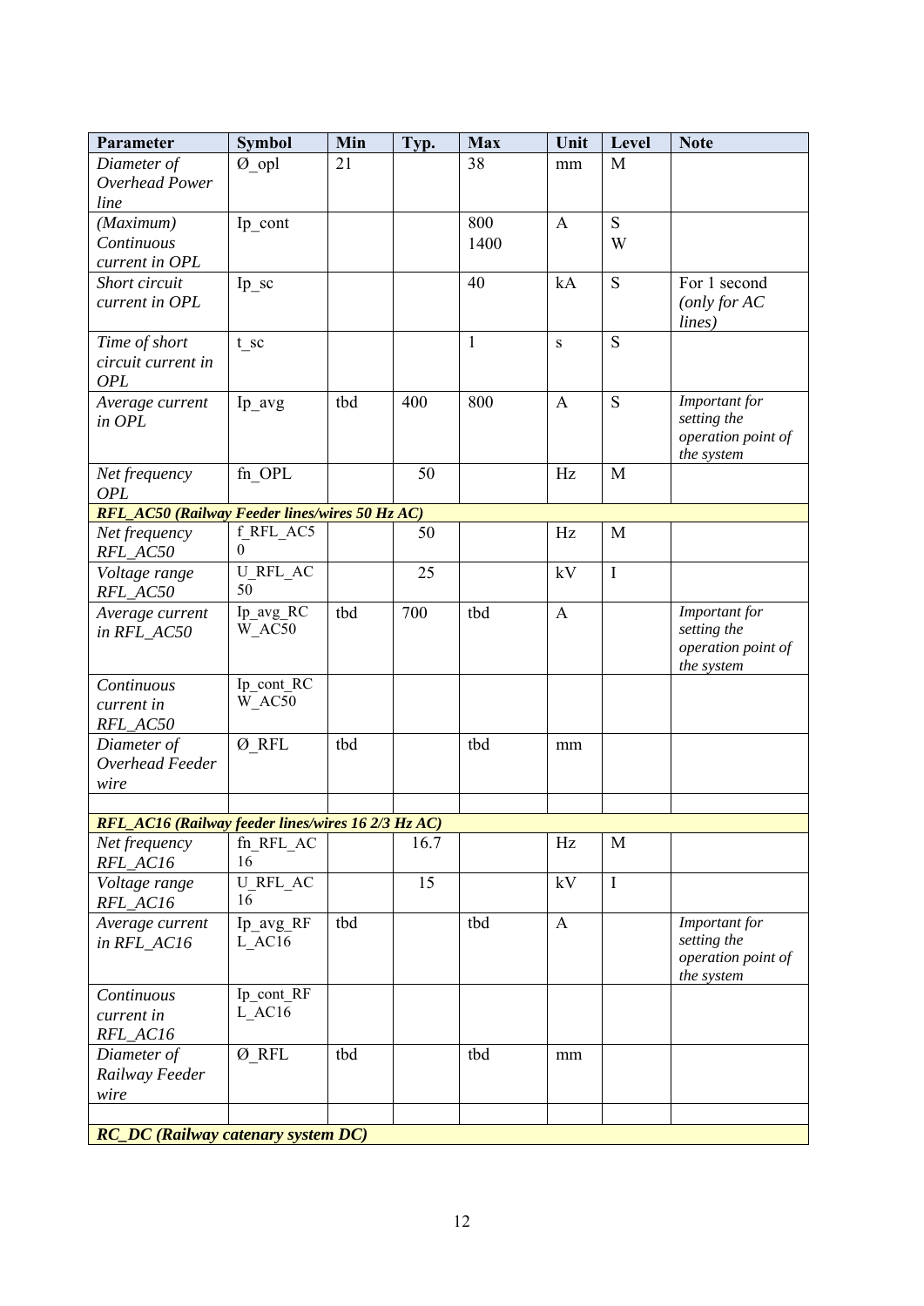| Parameter | Symbol | Min | Typ. | Max | Unit | Level | Note |
|---|---|---|---|---|---|---|---|
| *Diameter of Overhead Power line* | Ø_opl | 21 | | 38 | mm | M | |
| *(Maximum) Continuous current in OPL* | Ip_cont | | | 800<br>1400 | A | S<br>W | |
| *Short circuit current in OPL* | Ip_sc | | | 40 | kA | S | For 1 second *(only for AC lines)* |
| *Time of short circuit current in OPL* | t_sc | | | 1 | s | S | |
| *Average current in OPL* | Ip_avg | tbd | 400 | 800 | A | S | *Important for setting the operation point of the system* |
| *Net frequency OPL* | fn_OPL | | 50 | | Hz | M | |
| ***RFL_AC50 (Railway Feeder lines/wires 50 Hz AC)*** | | | | | | | |
| *Net frequency RFL_AC50* | f_RFL_AC50 | | 50 | | Hz | M | |
| *Voltage range RFL_AC50* | U_RFL_AC50 | | 25 | | kV | I | |
| *Average current in RFL_AC50* | Ip_avg_RCW_AC50 | tbd | 700 | tbd | A | | *Important for setting the operation point of the system* |
| *Continuous current in RFL_AC50* | Ip_cont_RCW_AC50 | | | | | | |
| *Diameter of Overhead Feeder wire* | Ø_RFL | tbd | | tbd | mm | | |
| | | | | | | | |
| ***RFL_AC16 (Railway feeder lines/wires 16 2/3 Hz AC)*** | | | | | | | |
| *Net frequency RFL_AC16* | fn_RFL_AC16 | | 16.7 | | Hz | M | |
| *Voltage range RFL_AC16* | U_RFL_AC16 | | 15 | | kV | I | |
| *Average current in RFL_AC16* | Ip_avg_RFL_AC16 | tbd | | tbd | A | | *Important for setting the operation point of the system* |
| *Continuous current in RFL_AC16* | Ip_cont_RFL_AC16 | | | | | | |
| *Diameter of Railway Feeder wire* | Ø_RFL | tbd | | tbd | mm | | |
| | | | | | | | |
| ***RC_DC (Railway catenary system DC)*** | | | | | | | |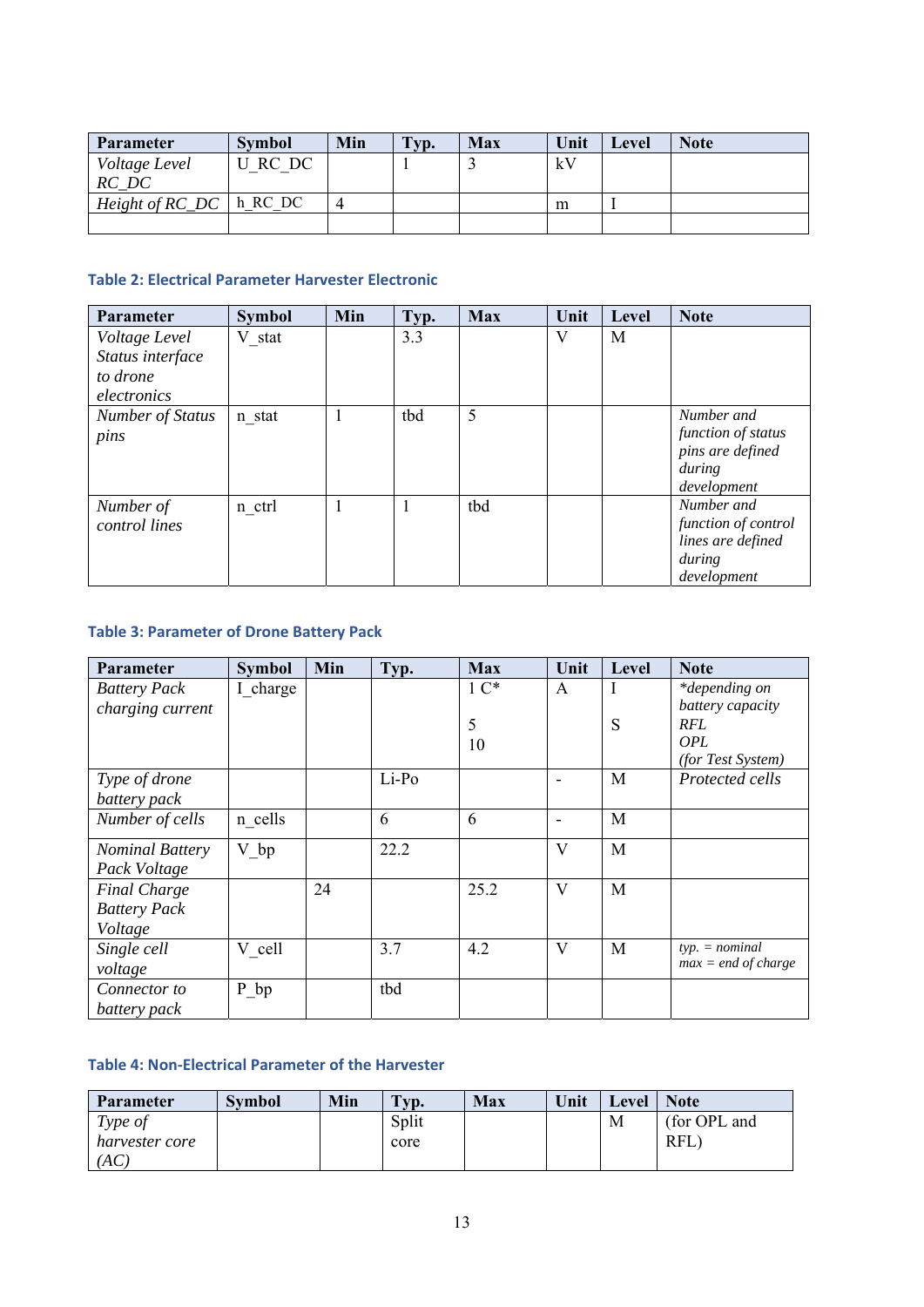| Parameter | Symbol | Min | Typ. | Max | Unit | Level | Note |
|---|---|---|---|---|---|---|---|
| *Voltage Level RC_DC* | U_RC_DC | | 1 | 3 | kV | | |
| *Height of RC_DC* | h_RC_DC | 4 | | | m | I | |
| | | | | | | | |

### Table 2: Electrical Parameter Harvester Electronic

| Parameter | Symbol | Min | Typ. | Max | Unit | Level | Note |
|---|---|---|---|---|---|---|---|
| *Voltage Level Status interface to drone electronics* | V_stat | | 3.3 | | V | M | |
| *Number of Status pins* | n_stat | 1 | tbd | 5 | | | *Number and function of status pins are defined during development* |
| *Number of control lines* | n_ctrl | 1 | 1 | tbd | | | *Number and function of control lines are defined during development* |

### Table 3: Parameter of Drone Battery Pack

| Parameter | Symbol | Min | Typ. | Max | Unit | Level | Note |
|---|---|---|---|---|---|---|---|
| *Battery Pack charging current* | I_charge | | | 1 C*<br><br>5<br>10 | A | I<br><br>S | *\*depending on battery capacity*<br>*RFL*<br>*OPL*<br>*(for Test System)* |
| *Type of drone battery pack* | | | Li-Po | | - | M | *Protected cells* |
| *Number of cells* | n_cells | | 6 | 6 | - | M | |
| *Nominal Battery Pack Voltage* | V_bp | | 22.2 | | V | M | |
| *Final Charge Battery Pack Voltage* | | 24 | | 25.2 | V | M | |
| *Single cell voltage* | V_cell | | 3.7 | 4.2 | V | M | *typ. = nominal*<br>*max = end of charge* |
| *Connector to battery pack* | P_bp | | tbd | | | | |

### Table 4: Non-Electrical Parameter of the Harvester

| Parameter | Symbol | Min | Typ. | Max | Unit | Level | Note |
|---|---|---|---|---|---|---|---|
| *Type of harvester core (AC)* | | | Split core | | | M | (for OPL and RFL) |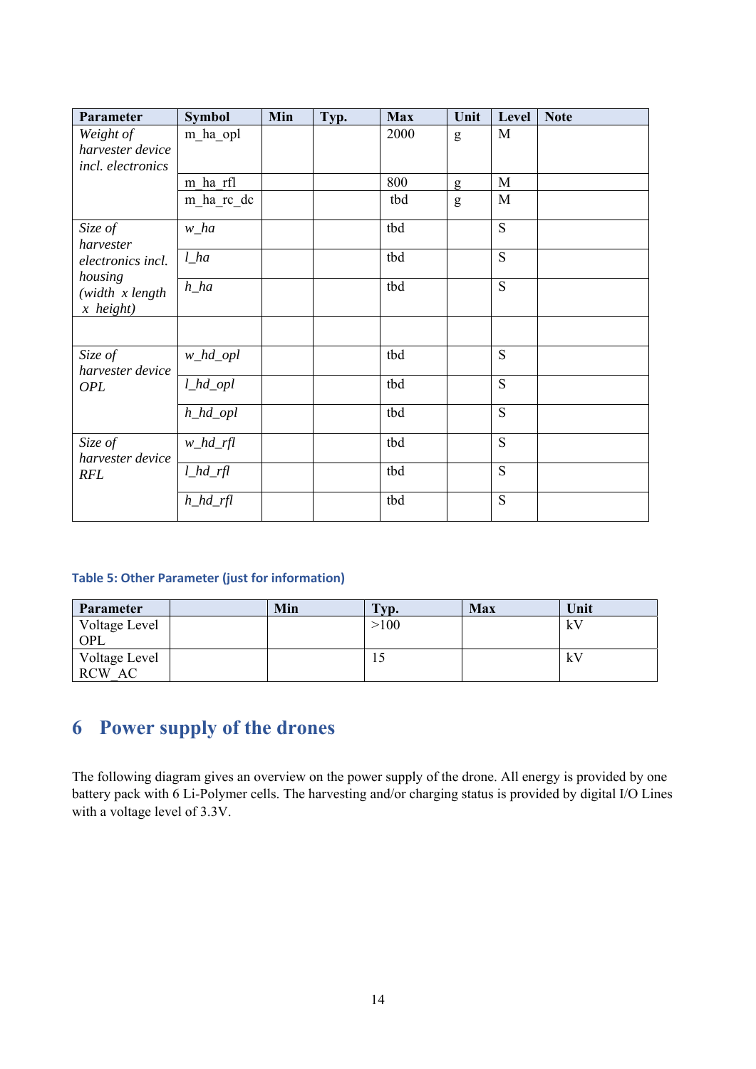| Parameter | Symbol | Min | Typ. | Max | Unit | Level | Note |
|---|---|---|---|---|---|---|---|
| *Weight of harvester device incl. electronics* | m_ha_opl | | | 2000 | g | M | |
| | m_ha_rfl | | | 800 | g | M | |
| | m_ha_rc_dc | | | tbd | g | M | |
| *Size of harvester electronics incl. housing (width x length x height)* | *w_ha* | | | tbd | | S | |
| | *l_ha* | | | tbd | | S | |
| | *h_ha* | | | tbd | | S | |
| | | | | | | | |
| *Size of harvester device OPL* | *w_hd_opl* | | | tbd | | S | |
| | *l_hd_opl* | | | tbd | | S | |
| | *h_hd_opl* | | | tbd | | S | |
| *Size of harvester device RFL* | *w_hd_rfl* | | | tbd | | S | |
| | *l_hd_rfl* | | | tbd | | S | |
| | *h_hd_rfl* | | | tbd | | S | |

**Table 5: Other Parameter (just for information)**

| Parameter | | Min | Typ. | Max | Unit |
|---|---|---|---|---|---|
| Voltage Level OPL | | | >100 | | kV |
| Voltage Level RCW_AC | | | 15 | | kV |

# 6 Power supply of the drones

The following diagram gives an overview on the power supply of the drone. All energy is provided by one battery pack with 6 Li-Polymer cells. The harvesting and/or charging status is provided by digital I/O Lines with a voltage level of 3.3V.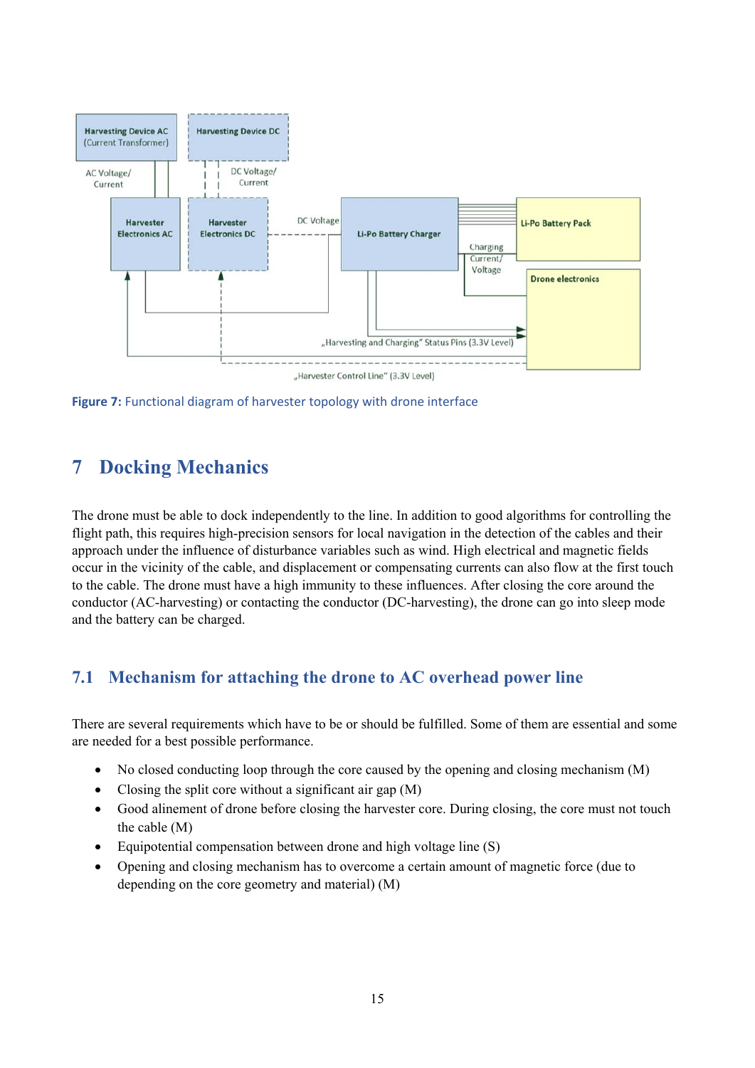**Figure 7:** Functional diagram of harvester topology with drone interface

# 7 Docking Mechanics

The drone must be able to dock independently to the line. In addition to good algorithms for controlling the flight path, this requires high-precision sensors for local navigation in the detection of the cables and their approach under the influence of disturbance variables such as wind. High electrical and magnetic fields occur in the vicinity of the cable, and displacement or compensating currents can also flow at the first touch to the cable. The drone must have a high immunity to these influences. After closing the core around the conductor (AC-harvesting) or contacting the conductor (DC-harvesting), the drone can go into sleep mode and the battery can be charged.

## 7.1 Mechanism for attaching the drone to AC overhead power line

There are several requirements which have to be or should be fulfilled. Some of them are essential and some are needed for a best possible performance.

- No closed conducting loop through the core caused by the opening and closing mechanism (M)
- Closing the split core without a significant air gap (M)
- Good alinement of drone before closing the harvester core. During closing, the core must not touch the cable (M)
- Equipotential compensation between drone and high voltage line (S)
- Opening and closing mechanism has to overcome a certain amount of magnetic force (due to depending on the core geometry and material) (M)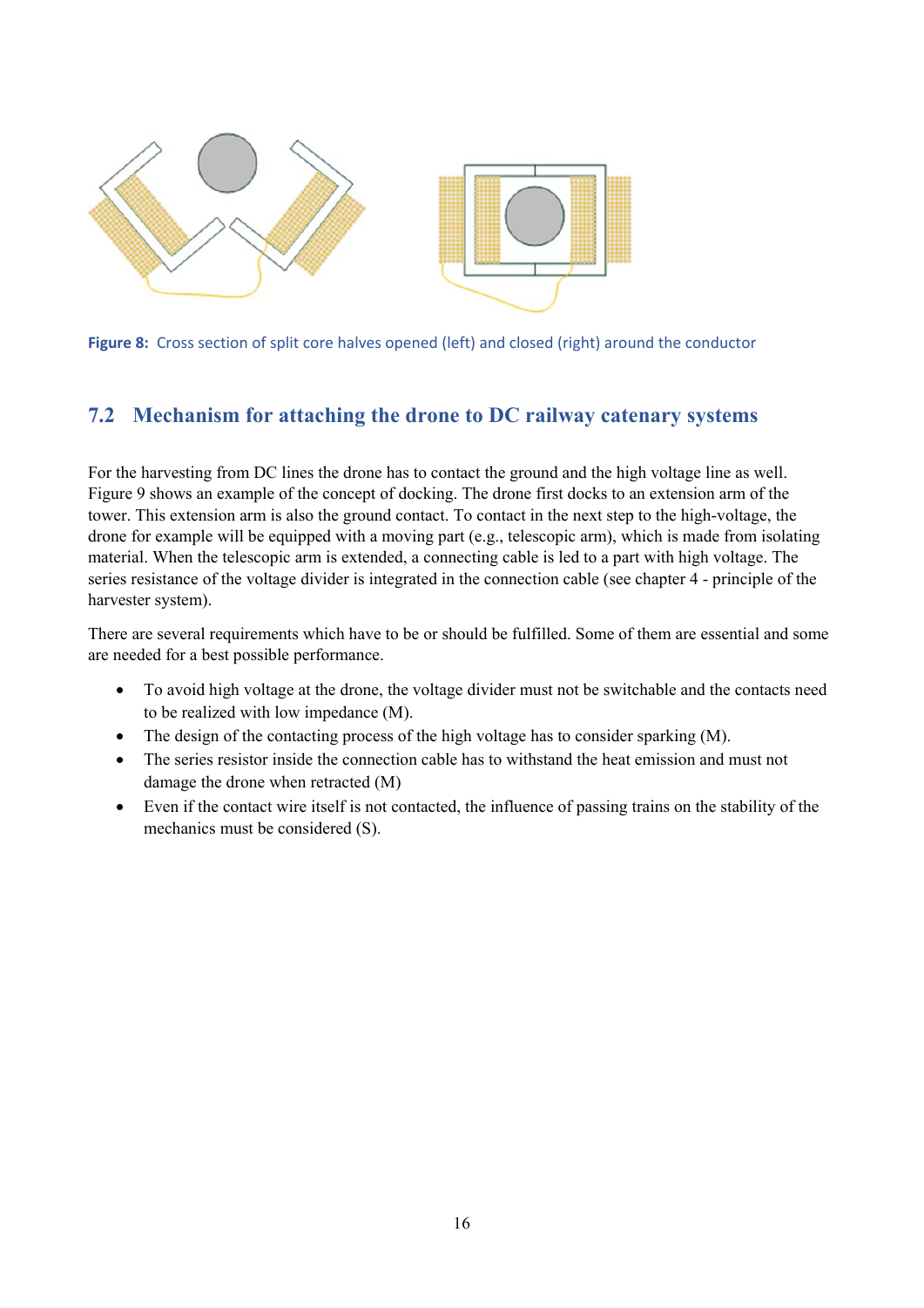Figure 8: Cross section of split core halves opened (left) and closed (right) around the conductor

## 7.2 Mechanism for attaching the drone to DC railway catenary systems

For the harvesting from DC lines the drone has to contact the ground and the high voltage line as well. Figure 9 shows an example of the concept of docking. The drone first docks to an extension arm of the tower. This extension arm is also the ground contact. To contact in the next step to the high-voltage, the drone for example will be equipped with a moving part (e.g., telescopic arm), which is made from isolating material. When the telescopic arm is extended, a connecting cable is led to a part with high voltage. The series resistance of the voltage divider is integrated in the connection cable (see chapter 4 - principle of the harvester system).

There are several requirements which have to be or should be fulfilled. Some of them are essential and some are needed for a best possible performance.

- To avoid high voltage at the drone, the voltage divider must not be switchable and the contacts need to be realized with low impedance (M).
- The design of the contacting process of the high voltage has to consider sparking (M).
- The series resistor inside the connection cable has to withstand the heat emission and must not damage the drone when retracted (M)
- Even if the contact wire itself is not contacted, the influence of passing trains on the stability of the mechanics must be considered (S).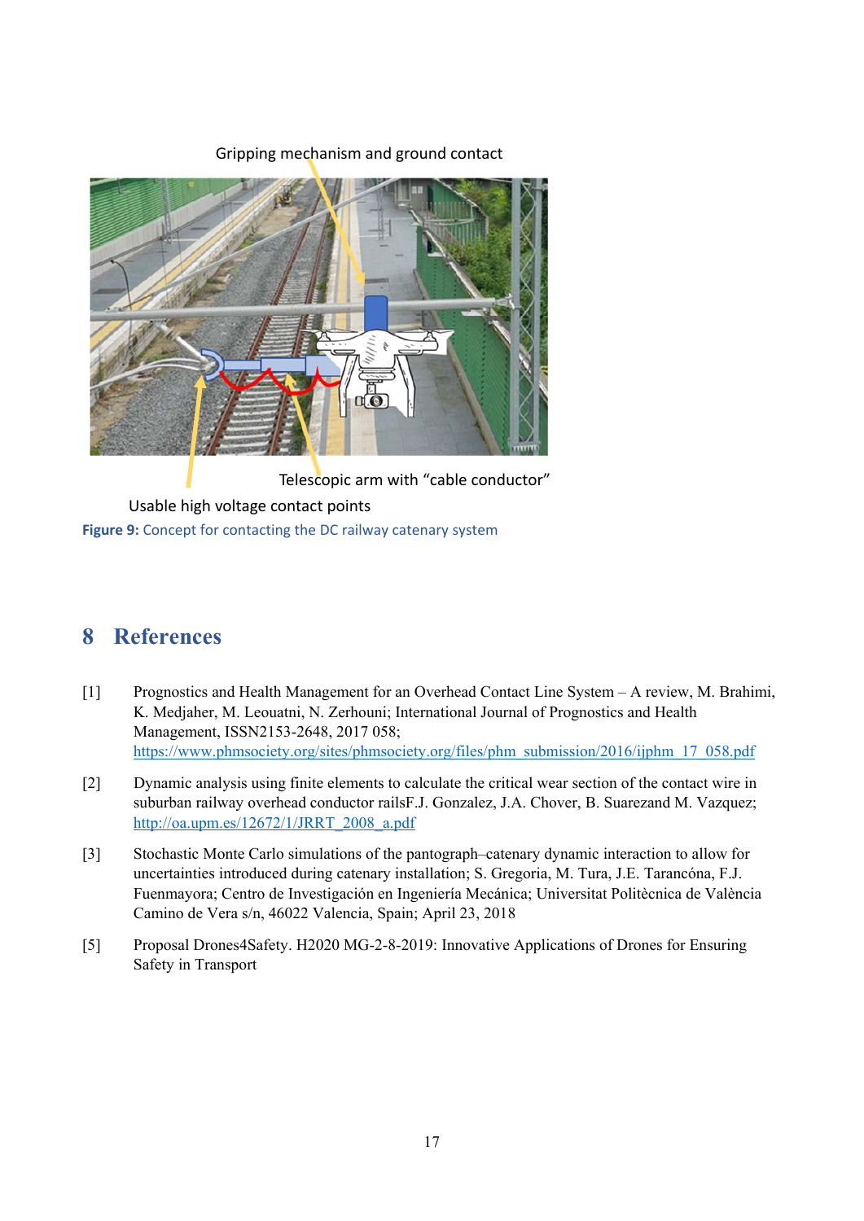Gripping mechanism and ground contact

Telescopic arm with "cable conductor"

Usable high voltage contact points

**Figure 9:** Concept for contacting the DC railway catenary system

# 8 References

[1] Prognostics and Health Management for an Overhead Contact Line System – A review, M. Brahimi, K. Medjaher, M. Leouatni, N. Zerhouni; International Journal of Prognostics and Health Management, ISSN2153-2648, 2017 058; https://www.phmsociety.org/sites/phmsociety.org/files/phm_submission/2016/ijphm_17_058.pdf

[2] Dynamic analysis using finite elements to calculate the critical wear section of the contact wire in suburban railway overhead conductor railsF.J. Gonzalez, J.A. Chover, B. Suarezand M. Vazquez; http://oa.upm.es/12672/1/JRRT_2008_a.pdf

[3] Stochastic Monte Carlo simulations of the pantograph–catenary dynamic interaction to allow for uncertainties introduced during catenary installation; S. Gregoria, M. Tura, J.E. Tarancóna, F.J. Fuenmayora; Centro de Investigación en Ingeniería Mecánica; Universitat Politècnica de València Camino de Vera s/n, 46022 Valencia, Spain; April 23, 2018

[5] Proposal Drones4Safety. H2020 MG-2-8-2019: Innovative Applications of Drones for Ensuring Safety in Transport